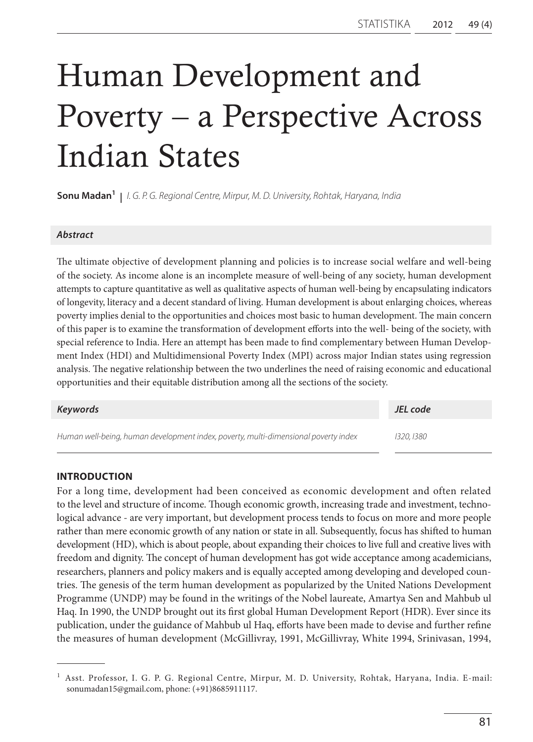# Human Development and Poverty – a Perspective Across Indian States

**Sonu Madan**[1] | *I. G. P. G. Regional Centre, Mirpur, M. D. University, Rohtak, Haryana, India*

***Abstract***

The ultimate objective of development planning and policies is to increase social welfare and well-being of the society. As income alone is an incomplete measure of well-being of any society, human development attempts to capture quantitative as well as qualitative aspects of human well-being by encapsulating indicators of longevity, literacy and a decent standard of living. Human development is about enlarging choices, whereas poverty implies denial to the opportunities and choices most basic to human development. The main concern of this paper is to examine the transformation of development efforts into the well- being of the society, with special reference to India. Here an attempt has been made to find complementary between Human Development Index (HDI) and Multidimensional Poverty Index (MPI) across major Indian states using regression analysis. The negative relationship between the two underlines the need of raising economic and educational opportunities and their equitable distribution among all the sections of the society.

| *Keywords* | *JEL code* |
|---|---|
| *Human well-being, human development index, poverty, multi-dimensional poverty index* | *I320, I380* |

## INTRODUCTION

For a long time, development had been conceived as economic development and often related to the level and structure of income. Though economic growth, increasing trade and investment, technological advance - are very important, but development process tends to focus on more and more people rather than mere economic growth of any nation or state in all. Subsequently, focus has shifted to human development (HD), which is about people, about expanding their choices to live full and creative lives with freedom and dignity. The concept of human development has got wide acceptance among academicians, researchers, planners and policy makers and is equally accepted among developing and developed countries. The genesis of the term human development as popularized by the United Nations Development Programme (UNDP) may be found in the writings of the Nobel laureate, Amartya Sen and Mahbub ul Haq. In 1990, the UNDP brought out its first global Human Development Report (HDR). Ever since its publication, under the guidance of Mahbub ul Haq, efforts have been made to devise and further refine the measures of human development (McGillivray, 1991, McGillivray, White 1994, Srinivasan, 1994,

---

[1] Asst. Professor, I. G. P. G. Regional Centre, Mirpur, M. D. University, Rohtak, Haryana, India. E-mail: sonumadan15@gmail.com, phone: (+91)8685911117.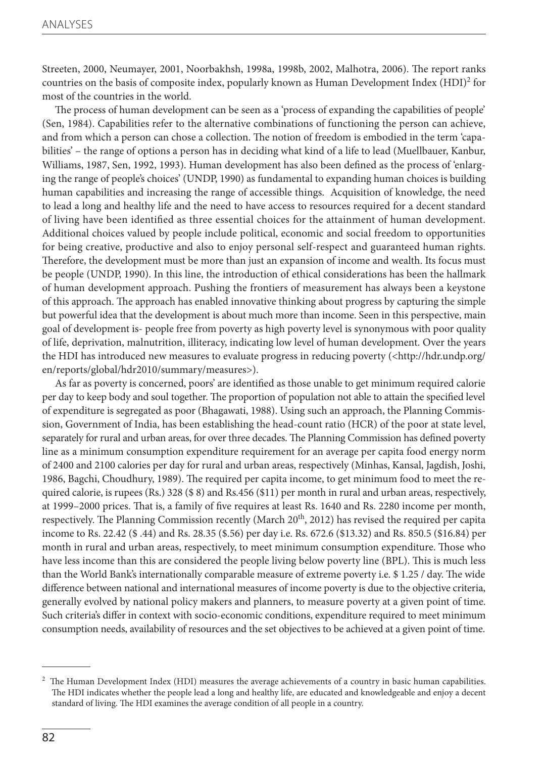Streeten, 2000, Neumayer, 2001, Noorbakhsh, 1998a, 1998b, 2002, Malhotra, 2006). The report ranks countries on the basis of composite index, popularly known as Human Development Index (HDI)[2] for most of the countries in the world.

The process of human development can be seen as a 'process of expanding the capabilities of people' (Sen, 1984). Capabilities refer to the alternative combinations of functioning the person can achieve, and from which a person can chose a collection. The notion of freedom is embodied in the term 'capabilities' – the range of options a person has in deciding what kind of a life to lead (Muellbauer, Kanbur, Williams, 1987, Sen, 1992, 1993). Human development has also been defined as the process of 'enlarging the range of people's choices' (UNDP, 1990) as fundamental to expanding human choices is building human capabilities and increasing the range of accessible things. Acquisition of knowledge, the need to lead a long and healthy life and the need to have access to resources required for a decent standard of living have been identified as three essential choices for the attainment of human development. Additional choices valued by people include political, economic and social freedom to opportunities for being creative, productive and also to enjoy personal self-respect and guaranteed human rights. Therefore, the development must be more than just an expansion of income and wealth. Its focus must be people (UNDP, 1990). In this line, the introduction of ethical considerations has been the hallmark of human development approach. Pushing the frontiers of measurement has always been a keystone of this approach. The approach has enabled innovative thinking about progress by capturing the simple but powerful idea that the development is about much more than income. Seen in this perspective, main goal of development is- people free from poverty as high poverty level is synonymous with poor quality of life, deprivation, malnutrition, illiteracy, indicating low level of human development. Over the years the HDI has introduced new measures to evaluate progress in reducing poverty (<http://hdr.undp.org/en/reports/global/hdr2010/summary/measures>).

As far as poverty is concerned, poors' are identified as those unable to get minimum required calorie per day to keep body and soul together. The proportion of population not able to attain the specified level of expenditure is segregated as poor (Bhagawati, 1988). Using such an approach, the Planning Commission, Government of India, has been establishing the head-count ratio (HCR) of the poor at state level, separately for rural and urban areas, for over three decades. The Planning Commission has defined poverty line as a minimum consumption expenditure requirement for an average per capita food energy norm of 2400 and 2100 calories per day for rural and urban areas, respectively (Minhas, Kansal, Jagdish, Joshi, 1986, Bagchi, Choudhury, 1989). The required per capita income, to get minimum food to meet the required calorie, is rupees (Rs.) 328 ($ 8) and Rs.456 ($11) per month in rural and urban areas, respectively, at 1999–2000 prices. That is, a family of five requires at least Rs. 1640 and Rs. 2280 income per month, respectively. The Planning Commission recently (March 20th, 2012) has revised the required per capita income to Rs. 22.42 ($ .44) and Rs. 28.35 ($.56) per day i.e. Rs. 672.6 ($13.32) and Rs. 850.5 ($16.84) per month in rural and urban areas, respectively, to meet minimum consumption expenditure. Those who have less income than this are considered the people living below poverty line (BPL). This is much less than the World Bank's internationally comparable measure of extreme poverty i.e. $ 1.25 / day. The wide difference between national and international measures of income poverty is due to the objective criteria, generally evolved by national policy makers and planners, to measure poverty at a given point of time. Such criteria's differ in context with socio-economic conditions, expenditure required to meet minimum consumption needs, availability of resources and the set objectives to be achieved at a given point of time.

---

[2] The Human Development Index (HDI) measures the average achievements of a country in basic human capabilities. The HDI indicates whether the people lead a long and healthy life, are educated and knowledgeable and enjoy a decent standard of living. The HDI examines the average condition of all people in a country.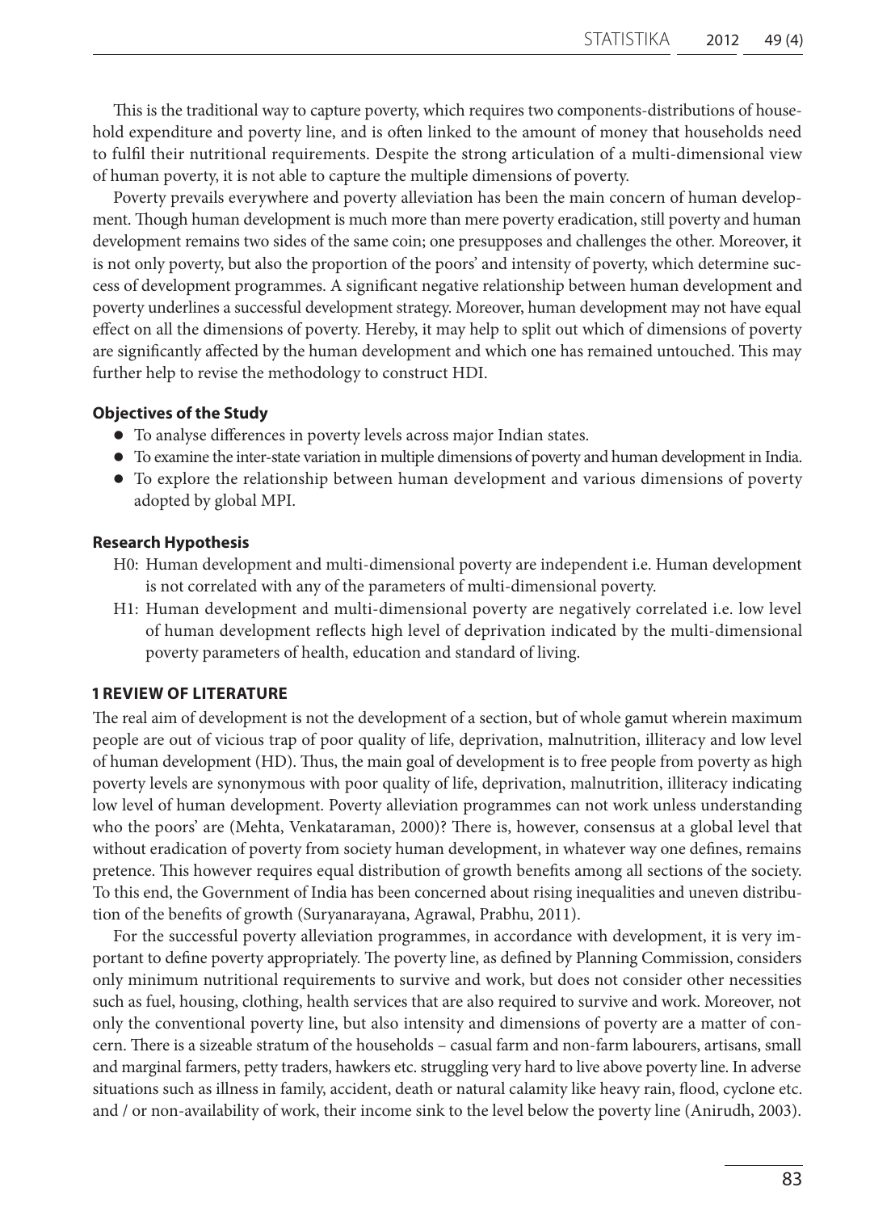This is the traditional way to capture poverty, which requires two components-distributions of household expenditure and poverty line, and is often linked to the amount of money that households need to fulfil their nutritional requirements. Despite the strong articulation of a multi-dimensional view of human poverty, it is not able to capture the multiple dimensions of poverty.

Poverty prevails everywhere and poverty alleviation has been the main concern of human development. Though human development is much more than mere poverty eradication, still poverty and human development remains two sides of the same coin; one presupposes and challenges the other. Moreover, it is not only poverty, but also the proportion of the poors' and intensity of poverty, which determine success of development programmes. A significant negative relationship between human development and poverty underlines a successful development strategy. Moreover, human development may not have equal effect on all the dimensions of poverty. Hereby, it may help to split out which of dimensions of poverty are significantly affected by the human development and which one has remained untouched. This may further help to revise the methodology to construct HDI.

**Objectives of the Study**

- To analyse differences in poverty levels across major Indian states.
- To examine the inter-state variation in multiple dimensions of poverty and human development in India.
- To explore the relationship between human development and various dimensions of poverty adopted by global MPI.

**Research Hypothesis**

H0: Human development and multi-dimensional poverty are independent i.e. Human development is not correlated with any of the parameters of multi-dimensional poverty.

H1: Human development and multi-dimensional poverty are negatively correlated i.e. low level of human development reflects high level of deprivation indicated by the multi-dimensional poverty parameters of health, education and standard of living.

## 1 REVIEW OF LITERATURE

The real aim of development is not the development of a section, but of whole gamut wherein maximum people are out of vicious trap of poor quality of life, deprivation, malnutrition, illiteracy and low level of human development (HD). Thus, the main goal of development is to free people from poverty as high poverty levels are synonymous with poor quality of life, deprivation, malnutrition, illiteracy indicating low level of human development. Poverty alleviation programmes can not work unless understanding who the poors' are (Mehta, Venkataraman, 2000)? There is, however, consensus at a global level that without eradication of poverty from society human development, in whatever way one defines, remains pretence. This however requires equal distribution of growth benefits among all sections of the society. To this end, the Government of India has been concerned about rising inequalities and uneven distribution of the benefits of growth (Suryanarayana, Agrawal, Prabhu, 2011).

For the successful poverty alleviation programmes, in accordance with development, it is very important to define poverty appropriately. The poverty line, as defined by Planning Commission, considers only minimum nutritional requirements to survive and work, but does not consider other necessities such as fuel, housing, clothing, health services that are also required to survive and work. Moreover, not only the conventional poverty line, but also intensity and dimensions of poverty are a matter of concern. There is a sizeable stratum of the households – casual farm and non-farm labourers, artisans, small and marginal farmers, petty traders, hawkers etc. struggling very hard to live above poverty line. In adverse situations such as illness in family, accident, death or natural calamity like heavy rain, flood, cyclone etc. and / or non-availability of work, their income sink to the level below the poverty line (Anirudh, 2003).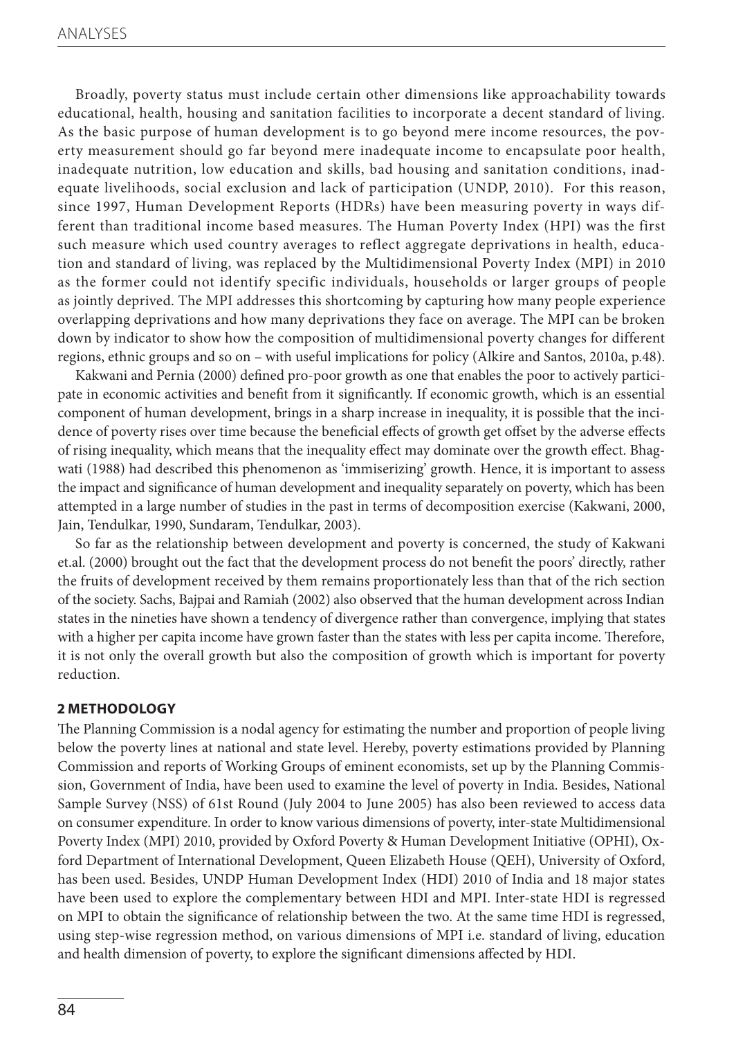Broadly, poverty status must include certain other dimensions like approachability towards educational, health, housing and sanitation facilities to incorporate a decent standard of living. As the basic purpose of human development is to go beyond mere income resources, the poverty measurement should go far beyond mere inadequate income to encapsulate poor health, inadequate nutrition, low education and skills, bad housing and sanitation conditions, inadequate livelihoods, social exclusion and lack of participation (UNDP, 2010). For this reason, since 1997, Human Development Reports (HDRs) have been measuring poverty in ways different than traditional income based measures. The Human Poverty Index (HPI) was the first such measure which used country averages to reflect aggregate deprivations in health, education and standard of living, was replaced by the Multidimensional Poverty Index (MPI) in 2010 as the former could not identify specific individuals, households or larger groups of people as jointly deprived. The MPI addresses this shortcoming by capturing how many people experience overlapping deprivations and how many deprivations they face on average. The MPI can be broken down by indicator to show how the composition of multidimensional poverty changes for different regions, ethnic groups and so on – with useful implications for policy (Alkire and Santos, 2010a, p.48).

Kakwani and Pernia (2000) defined pro-poor growth as one that enables the poor to actively participate in economic activities and benefit from it significantly. If economic growth, which is an essential component of human development, brings in a sharp increase in inequality, it is possible that the incidence of poverty rises over time because the beneficial effects of growth get offset by the adverse effects of rising inequality, which means that the inequality effect may dominate over the growth effect. Bhagwati (1988) had described this phenomenon as 'immiserizing' growth. Hence, it is important to assess the impact and significance of human development and inequality separately on poverty, which has been attempted in a large number of studies in the past in terms of decomposition exercise (Kakwani, 2000, Jain, Tendulkar, 1990, Sundaram, Tendulkar, 2003).

So far as the relationship between development and poverty is concerned, the study of Kakwani et.al. (2000) brought out the fact that the development process do not benefit the poors' directly, rather the fruits of development received by them remains proportionately less than that of the rich section of the society. Sachs, Bajpai and Ramiah (2002) also observed that the human development across Indian states in the nineties have shown a tendency of divergence rather than convergence, implying that states with a higher per capita income have grown faster than the states with less per capita income. Therefore, it is not only the overall growth but also the composition of growth which is important for poverty reduction.

## 2 METHODOLOGY

The Planning Commission is a nodal agency for estimating the number and proportion of people living below the poverty lines at national and state level. Hereby, poverty estimations provided by Planning Commission and reports of Working Groups of eminent economists, set up by the Planning Commission, Government of India, have been used to examine the level of poverty in India. Besides, National Sample Survey (NSS) of 61st Round (July 2004 to June 2005) has also been reviewed to access data on consumer expenditure. In order to know various dimensions of poverty, inter-state Multidimensional Poverty Index (MPI) 2010, provided by Oxford Poverty & Human Development Initiative (OPHI), Oxford Department of International Development, Queen Elizabeth House (QEH), University of Oxford, has been used. Besides, UNDP Human Development Index (HDI) 2010 of India and 18 major states have been used to explore the complementary between HDI and MPI. Inter-state HDI is regressed on MPI to obtain the significance of relationship between the two. At the same time HDI is regressed, using step-wise regression method, on various dimensions of MPI i.e. standard of living, education and health dimension of poverty, to explore the significant dimensions affected by HDI.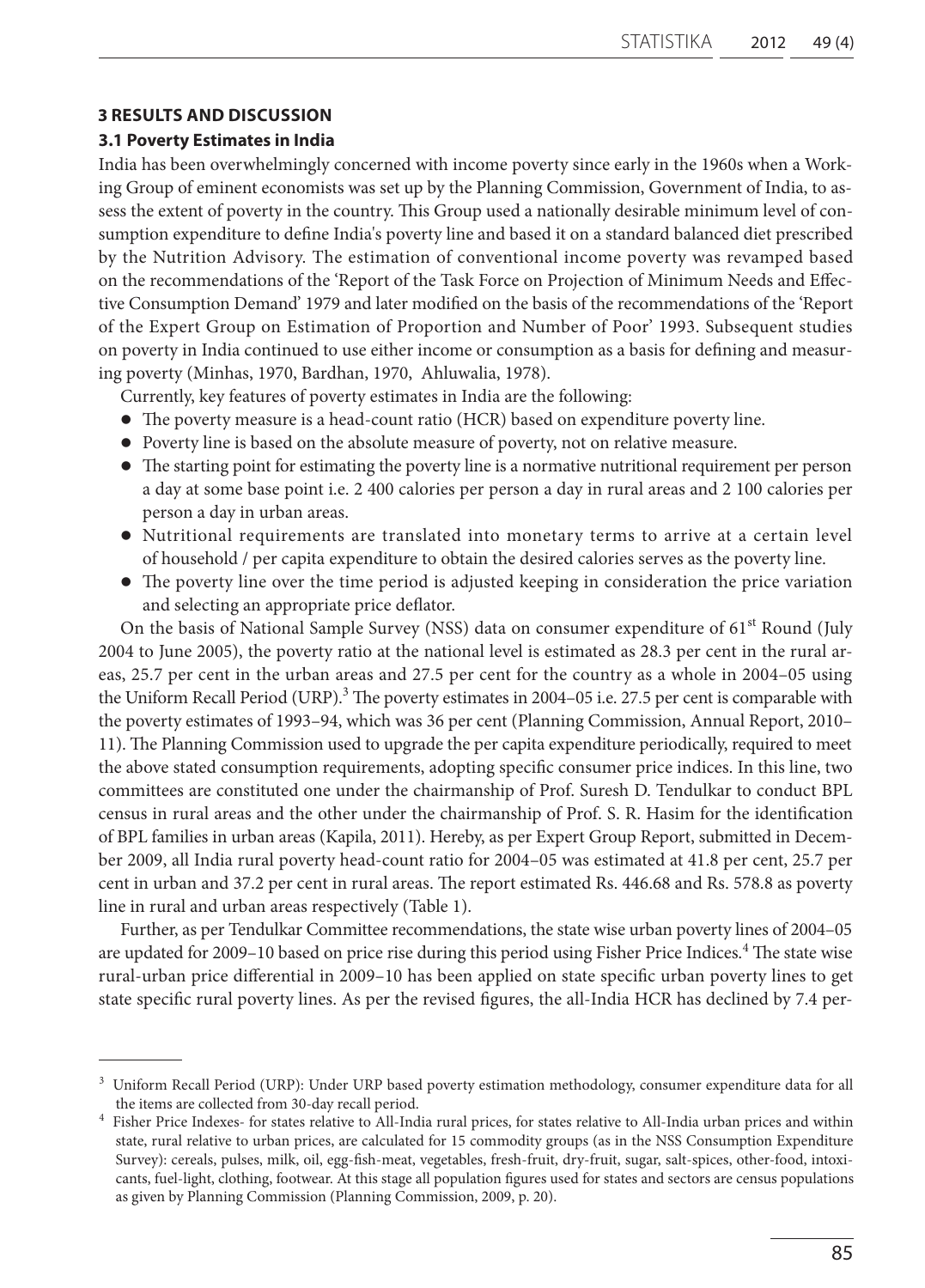## 3 RESULTS AND DISCUSSION

### 3.1 Poverty Estimates in India

India has been overwhelmingly concerned with income poverty since early in the 1960s when a Working Group of eminent economists was set up by the Planning Commission, Government of India, to assess the extent of poverty in the country. This Group used a nationally desirable minimum level of consumption expenditure to define India's poverty line and based it on a standard balanced diet prescribed by the Nutrition Advisory. The estimation of conventional income poverty was revamped based on the recommendations of the 'Report of the Task Force on Projection of Minimum Needs and Effective Consumption Demand' 1979 and later modified on the basis of the recommendations of the 'Report of the Expert Group on Estimation of Proportion and Number of Poor' 1993. Subsequent studies on poverty in India continued to use either income or consumption as a basis for defining and measuring poverty (Minhas, 1970, Bardhan, 1970, Ahluwalia, 1978).

Currently, key features of poverty estimates in India are the following:

- The poverty measure is a head-count ratio (HCR) based on expenditure poverty line.
- Poverty line is based on the absolute measure of poverty, not on relative measure.
- The starting point for estimating the poverty line is a normative nutritional requirement per person a day at some base point i.e. 2 400 calories per person a day in rural areas and 2 100 calories per person a day in urban areas.
- Nutritional requirements are translated into monetary terms to arrive at a certain level of household / per capita expenditure to obtain the desired calories serves as the poverty line.
- The poverty line over the time period is adjusted keeping in consideration the price variation and selecting an appropriate price deflator.

On the basis of National Sample Survey (NSS) data on consumer expenditure of 61st Round (July 2004 to June 2005), the poverty ratio at the national level is estimated as 28.3 per cent in the rural areas, 25.7 per cent in the urban areas and 27.5 per cent for the country as a whole in 2004–05 using the Uniform Recall Period (URP).[3] The poverty estimates in 2004–05 i.e. 27.5 per cent is comparable with the poverty estimates of 1993–94, which was 36 per cent (Planning Commission, Annual Report, 2010–11). The Planning Commission used to upgrade the per capita expenditure periodically, required to meet the above stated consumption requirements, adopting specific consumer price indices. In this line, two committees are constituted one under the chairmanship of Prof. Suresh D. Tendulkar to conduct BPL census in rural areas and the other under the chairmanship of Prof. S. R. Hasim for the identification of BPL families in urban areas (Kapila, 2011). Hereby, as per Expert Group Report, submitted in December 2009, all India rural poverty head-count ratio for 2004–05 was estimated at 41.8 per cent, 25.7 per cent in urban and 37.2 per cent in rural areas. The report estimated Rs. 446.68 and Rs. 578.8 as poverty line in rural and urban areas respectively (Table 1).

Further, as per Tendulkar Committee recommendations, the state wise urban poverty lines of 2004–05 are updated for 2009–10 based on price rise during this period using Fisher Price Indices.[4] The state wise rural-urban price differential in 2009–10 has been applied on state specific urban poverty lines to get state specific rural poverty lines. As per the revised figures, the all-India HCR has declined by 7.4 per-

---

[3] Uniform Recall Period (URP): Under URP based poverty estimation methodology, consumer expenditure data for all the items are collected from 30-day recall period.

[4] Fisher Price Indexes- for states relative to All-India rural prices, for states relative to All-India urban prices and within state, rural relative to urban prices, are calculated for 15 commodity groups (as in the NSS Consumption Expenditure Survey): cereals, pulses, milk, oil, egg-fish-meat, vegetables, fresh-fruit, dry-fruit, sugar, salt-spices, other-food, intoxicants, fuel-light, clothing, footwear. At this stage all population figures used for states and sectors are census populations as given by Planning Commission (Planning Commission, 2009, p. 20).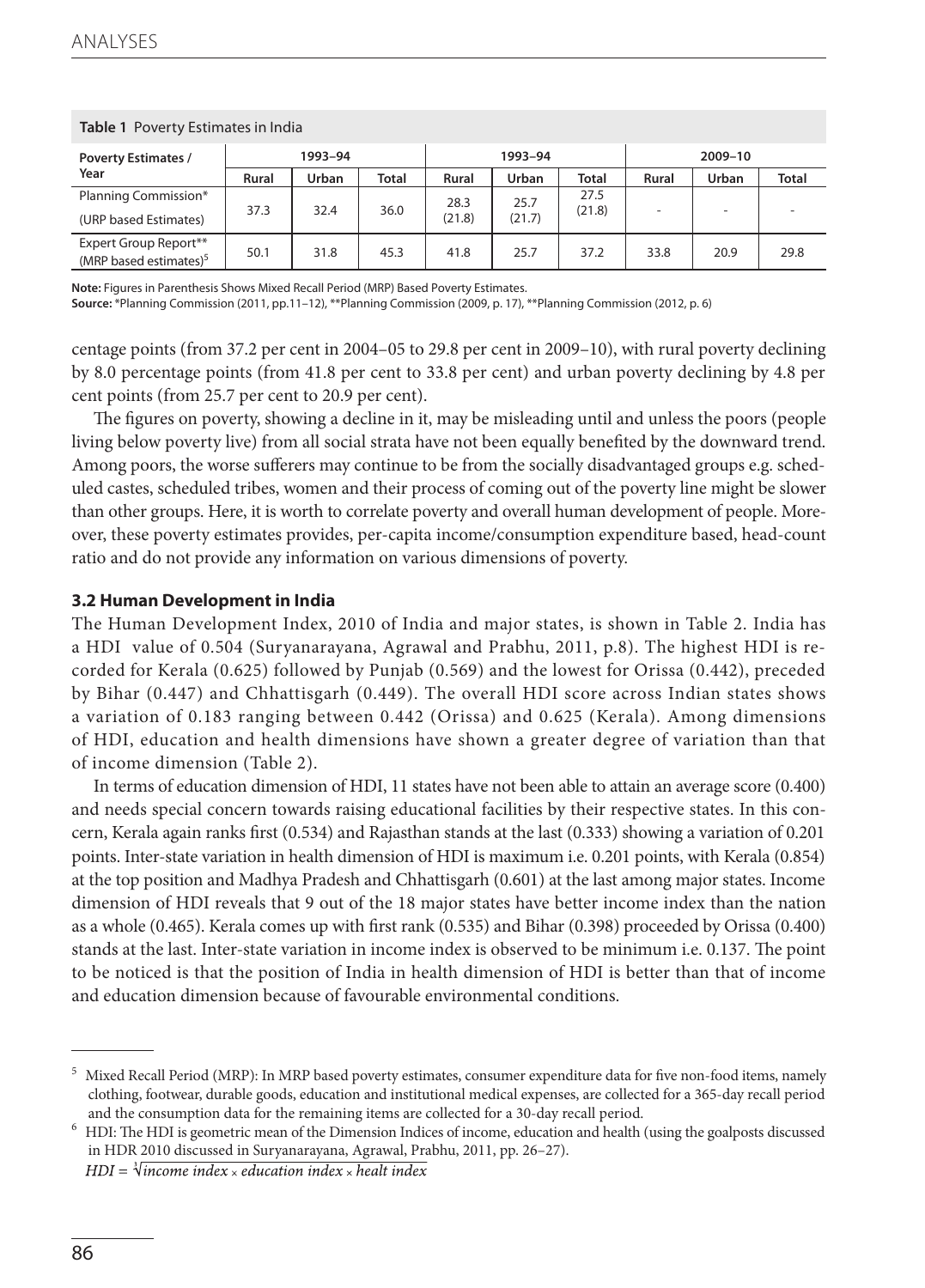**Table 1** Poverty Estimates in India

| Poverty Estimates / Year | 1993–94 | | | 1993–94 | | | 2009–10 | | |
|---|---|---|---|---|---|---|---|---|---|
| | Rural | Urban | Total | Rural | Urban | Total | Rural | Urban | Total |
| Planning Commission* (URP based Estimates) | 37.3 | 32.4 | 36.0 | 28.3 (21.8) | 25.7 (21.7) | 27.5 (21.8) | - | - | - |
| Expert Group Report** (MRP based estimates)[5] | 50.1 | 31.8 | 45.3 | 41.8 | 25.7 | 37.2 | 33.8 | 20.9 | 29.8 |

**Note:** Figures in Parenthesis Shows Mixed Recall Period (MRP) Based Poverty Estimates.
**Source:** *Planning Commission (2011, pp.11–12), **Planning Commission (2009, p. 17), **Planning Commission (2012, p. 6)

centage points (from 37.2 per cent in 2004–05 to 29.8 per cent in 2009–10), with rural poverty declining by 8.0 percentage points (from 41.8 per cent to 33.8 per cent) and urban poverty declining by 4.8 per cent points (from 25.7 per cent to 20.9 per cent).

The figures on poverty, showing a decline in it, may be misleading until and unless the poors (people living below poverty live) from all social strata have not been equally benefited by the downward trend. Among poors, the worse sufferers may continue to be from the socially disadvantaged groups e.g. scheduled castes, scheduled tribes, women and their process of coming out of the poverty line might be slower than other groups. Here, it is worth to correlate poverty and overall human development of people. Moreover, these poverty estimates provides, per-capita income/consumption expenditure based, head-count ratio and do not provide any information on various dimensions of poverty.

### 3.2 Human Development in India

The Human Development Index, 2010 of India and major states, is shown in Table 2. India has a HDI value of 0.504 (Suryanarayana, Agrawal and Prabhu, 2011, p.8). The highest HDI is recorded for Kerala (0.625) followed by Punjab (0.569) and the lowest for Orissa (0.442), preceded by Bihar (0.447) and Chhattisgarh (0.449). The overall HDI score across Indian states shows a variation of 0.183 ranging between 0.442 (Orissa) and 0.625 (Kerala). Among dimensions of HDI, education and health dimensions have shown a greater degree of variation than that of income dimension (Table 2).

In terms of education dimension of HDI, 11 states have not been able to attain an average score (0.400) and needs special concern towards raising educational facilities by their respective states. In this concern, Kerala again ranks first (0.534) and Rajasthan stands at the last (0.333) showing a variation of 0.201 points. Inter-state variation in health dimension of HDI is maximum i.e. 0.201 points, with Kerala (0.854) at the top position and Madhya Pradesh and Chhattisgarh (0.601) at the last among major states. Income dimension of HDI reveals that 9 out of the 18 major states have better income index than the nation as a whole (0.465). Kerala comes up with first rank (0.535) and Bihar (0.398) proceeded by Orissa (0.400) stands at the last. Inter-state variation in income index is observed to be minimum i.e. 0.137. The point to be noticed is that the position of India in health dimension of HDI is better than that of income and education dimension because of favourable environmental conditions.

[5] Mixed Recall Period (MRP): In MRP based poverty estimates, consumer expenditure data for five non-food items, namely clothing, footwear, durable goods, education and institutional medical expenses, are collected for a 365-day recall period and the consumption data for the remaining items are collected for a 30-day recall period.

[6] HDI: The HDI is geometric mean of the Dimension Indices of income, education and health (using the goalposts discussed in HDR 2010 discussed in Suryanarayana, Agrawal, Prabhu, 2011, pp. 26–27).

$$HDI = \sqrt[3]{income\ index \times education\ index \times healt\ index}$$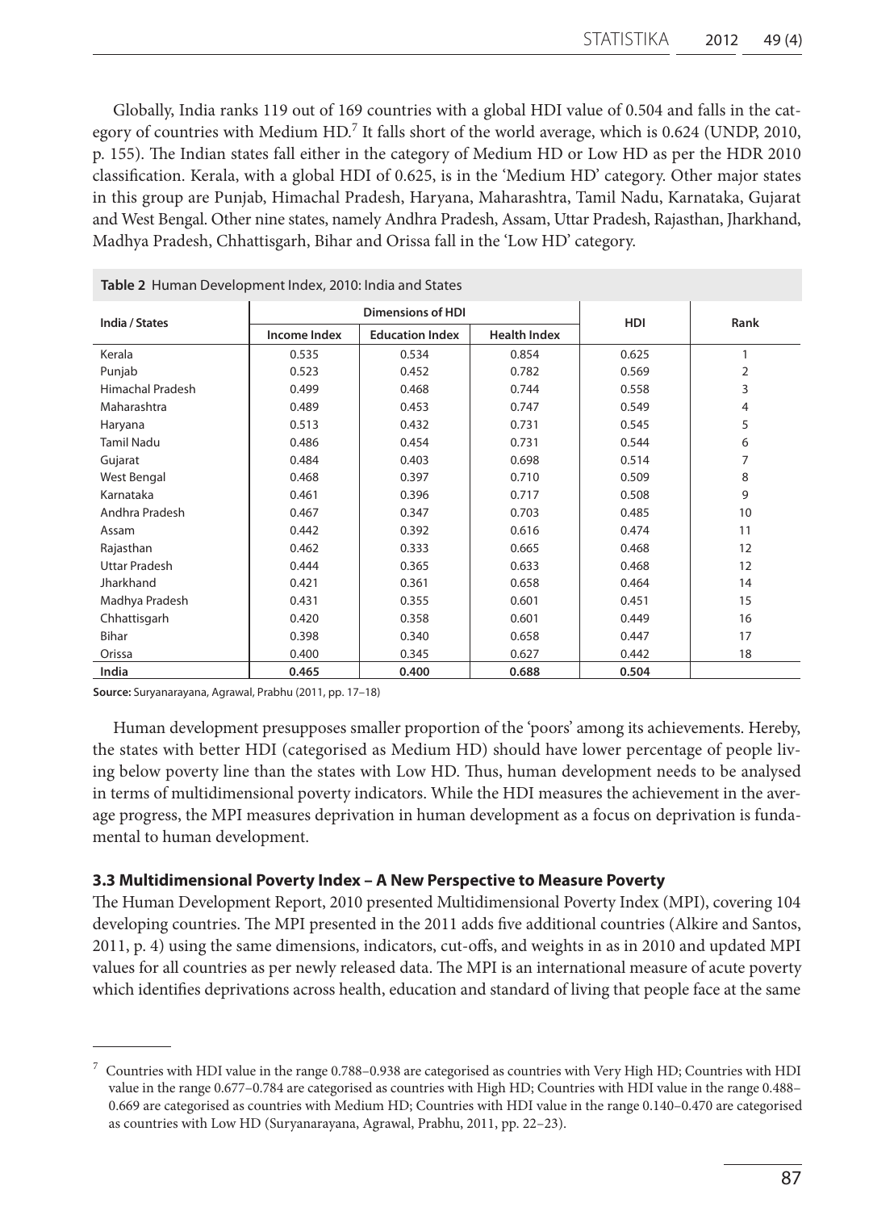Globally, India ranks 119 out of 169 countries with a global HDI value of 0.504 and falls in the category of countries with Medium HD.[7] It falls short of the world average, which is 0.624 (UNDP, 2010, p. 155). The Indian states fall either in the category of Medium HD or Low HD as per the HDR 2010 classification. Kerala, with a global HDI of 0.625, is in the 'Medium HD' category. Other major states in this group are Punjab, Himachal Pradesh, Haryana, Maharashtra, Tamil Nadu, Karnataka, Gujarat and West Bengal. Other nine states, namely Andhra Pradesh, Assam, Uttar Pradesh, Rajasthan, Jharkhand, Madhya Pradesh, Chhattisgarh, Bihar and Orissa fall in the 'Low HD' category.

**Table 2** Human Development Index, 2010: India and States

| India / States | Dimensions of HDI | | | HDI | Rank |
|---|---|---|---|---|---|
| | Income Index | Education Index | Health Index | | |
| Kerala | 0.535 | 0.534 | 0.854 | 0.625 | 1 |
| Punjab | 0.523 | 0.452 | 0.782 | 0.569 | 2 |
| Himachal Pradesh | 0.499 | 0.468 | 0.744 | 0.558 | 3 |
| Maharashtra | 0.489 | 0.453 | 0.747 | 0.549 | 4 |
| Haryana | 0.513 | 0.432 | 0.731 | 0.545 | 5 |
| Tamil Nadu | 0.486 | 0.454 | 0.731 | 0.544 | 6 |
| Gujarat | 0.484 | 0.403 | 0.698 | 0.514 | 7 |
| West Bengal | 0.468 | 0.397 | 0.710 | 0.509 | 8 |
| Karnataka | 0.461 | 0.396 | 0.717 | 0.508 | 9 |
| Andhra Pradesh | 0.467 | 0.347 | 0.703 | 0.485 | 10 |
| Assam | 0.442 | 0.392 | 0.616 | 0.474 | 11 |
| Rajasthan | 0.462 | 0.333 | 0.665 | 0.468 | 12 |
| Uttar Pradesh | 0.444 | 0.365 | 0.633 | 0.468 | 12 |
| Jharkhand | 0.421 | 0.361 | 0.658 | 0.464 | 14 |
| Madhya Pradesh | 0.431 | 0.355 | 0.601 | 0.451 | 15 |
| Chhattisgarh | 0.420 | 0.358 | 0.601 | 0.449 | 16 |
| Bihar | 0.398 | 0.340 | 0.658 | 0.447 | 17 |
| Orissa | 0.400 | 0.345 | 0.627 | 0.442 | 18 |
| **India** | **0.465** | **0.400** | **0.688** | **0.504** | |

**Source:** Suryanarayana, Agrawal, Prabhu (2011, pp. 17–18)

Human development presupposes smaller proportion of the 'poors' among its achievements. Hereby, the states with better HDI (categorised as Medium HD) should have lower percentage of people living below poverty line than the states with Low HD. Thus, human development needs to be analysed in terms of multidimensional poverty indicators. While the HDI measures the achievement in the average progress, the MPI measures deprivation in human development as a focus on deprivation is fundamental to human development.

### 3.3 Multidimensional Poverty Index – A New Perspective to Measure Poverty

The Human Development Report, 2010 presented Multidimensional Poverty Index (MPI), covering 104 developing countries. The MPI presented in the 2011 adds five additional countries (Alkire and Santos, 2011, p. 4) using the same dimensions, indicators, cut-offs, and weights in as in 2010 and updated MPI values for all countries as per newly released data. The MPI is an international measure of acute poverty which identifies deprivations across health, education and standard of living that people face at the same

---

[7] Countries with HDI value in the range 0.788–0.938 are categorised as countries with Very High HD; Countries with HDI value in the range 0.677–0.784 are categorised as countries with High HD; Countries with HDI value in the range 0.488–0.669 are categorised as countries with Medium HD; Countries with HDI value in the range 0.140–0.470 are categorised as countries with Low HD (Suryanarayana, Agrawal, Prabhu, 2011, pp. 22–23).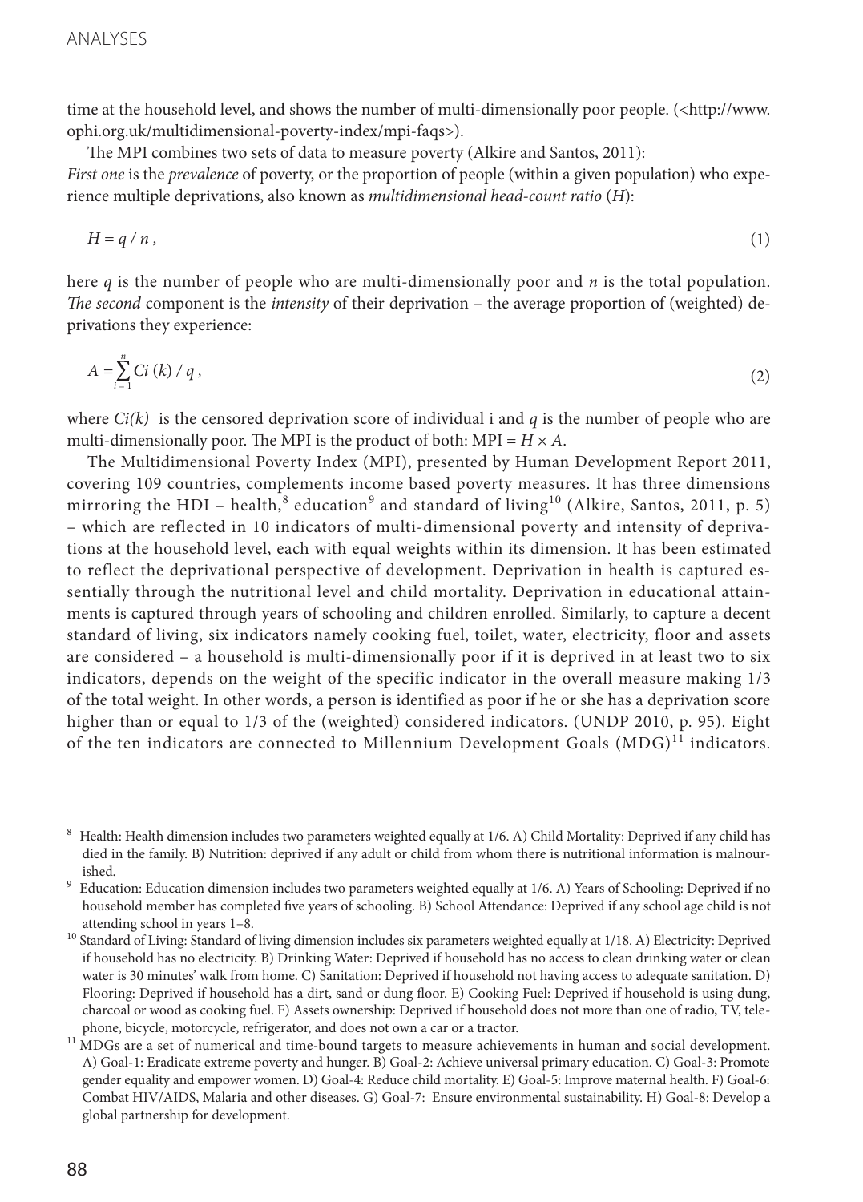time at the household level, and shows the number of multi-dimensionally poor people. (<http://www.ophi.org.uk/multidimensional-poverty-index/mpi-faqs>).

The MPI combines two sets of data to measure poverty (Alkire and Santos, 2011):
*First one* is the *prevalence* of poverty, or the proportion of people (within a given population) who experience multiple deprivations, also known as *multidimensional head-count ratio* (*H*):

$$H = q / n, \tag{1}$$

here *q* is the number of people who are multi-dimensionally poor and *n* is the total population. *The second* component is the *intensity* of their deprivation – the average proportion of (weighted) deprivations they experience:

$$A = \sum_{i=1}^{n} Ci\,(k) / q, \tag{2}$$

where $Ci(k)$ is the censored deprivation score of individual i and *q* is the number of people who are multi-dimensionally poor. The MPI is the product of both: MPI = $H \times A$.

The Multidimensional Poverty Index (MPI), presented by Human Development Report 2011, covering 109 countries, complements income based poverty measures. It has three dimensions mirroring the HDI – health,[8] education[9] and standard of living[10] (Alkire, Santos, 2011, p. 5) – which are reflected in 10 indicators of multi-dimensional poverty and intensity of deprivations at the household level, each with equal weights within its dimension. It has been estimated to reflect the deprivational perspective of development. Deprivation in health is captured essentially through the nutritional level and child mortality. Deprivation in educational attainments is captured through years of schooling and children enrolled. Similarly, to capture a decent standard of living, six indicators namely cooking fuel, toilet, water, electricity, floor and assets are considered – a household is multi-dimensionally poor if it is deprived in at least two to six indicators, depends on the weight of the specific indicator in the overall measure making 1/3 of the total weight. In other words, a person is identified as poor if he or she has a deprivation score higher than or equal to 1/3 of the (weighted) considered indicators. (UNDP 2010, p. 95). Eight of the ten indicators are connected to Millennium Development Goals (MDG)[11] indicators.

---

[8] Health: Health dimension includes two parameters weighted equally at 1/6. A) Child Mortality: Deprived if any child has died in the family. B) Nutrition: deprived if any adult or child from whom there is nutritional information is malnourished.

[9] Education: Education dimension includes two parameters weighted equally at 1/6. A) Years of Schooling: Deprived if no household member has completed five years of schooling. B) School Attendance: Deprived if any school age child is not attending school in years 1–8.

[10] Standard of Living: Standard of living dimension includes six parameters weighted equally at 1/18. A) Electricity: Deprived if household has no electricity. B) Drinking Water: Deprived if household has no access to clean drinking water or clean water is 30 minutes' walk from home. C) Sanitation: Deprived if household not having access to adequate sanitation. D) Flooring: Deprived if household has a dirt, sand or dung floor. E) Cooking Fuel: Deprived if household is using dung, charcoal or wood as cooking fuel. F) Assets ownership: Deprived if household does not more than one of radio, TV, telephone, bicycle, motorcycle, refrigerator, and does not own a car or a tractor.

[11] MDGs are a set of numerical and time-bound targets to measure achievements in human and social development. A) Goal-1: Eradicate extreme poverty and hunger. B) Goal-2: Achieve universal primary education. C) Goal-3: Promote gender equality and empower women. D) Goal-4: Reduce child mortality. E) Goal-5: Improve maternal health. F) Goal-6: Combat HIV/AIDS, Malaria and other diseases. G) Goal-7: Ensure environmental sustainability. H) Goal-8: Develop a global partnership for development.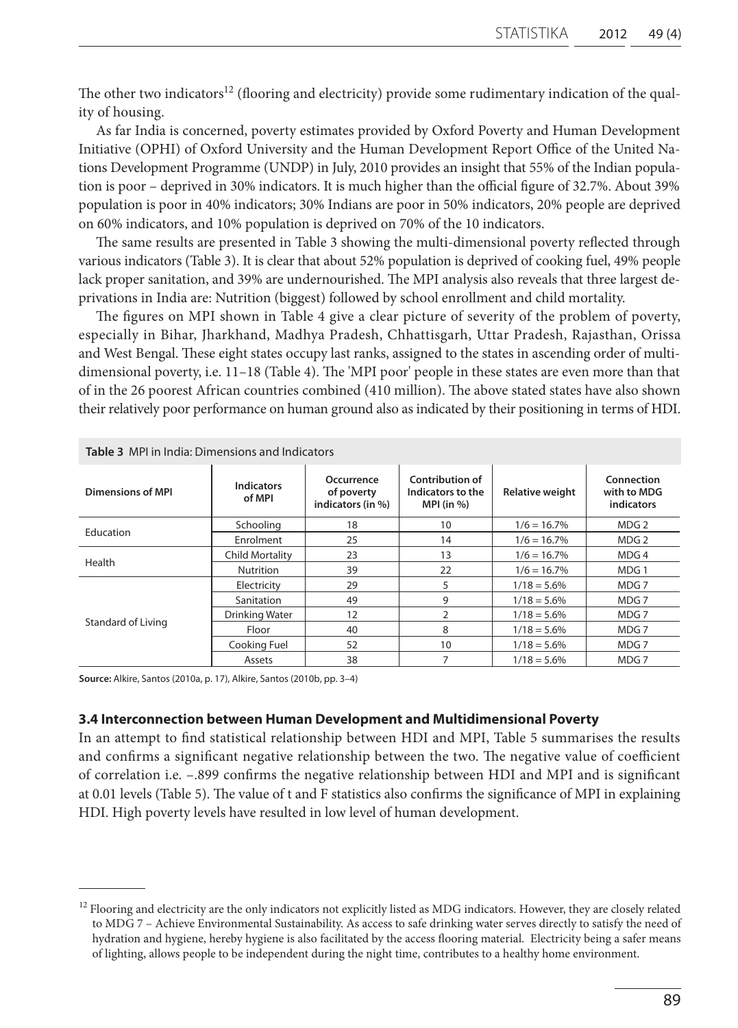The other two indicators[12] (flooring and electricity) provide some rudimentary indication of the quality of housing.

As far India is concerned, poverty estimates provided by Oxford Poverty and Human Development Initiative (OPHI) of Oxford University and the Human Development Report Office of the United Nations Development Programme (UNDP) in July, 2010 provides an insight that 55% of the Indian population is poor – deprived in 30% indicators. It is much higher than the official figure of 32.7%. About 39% population is poor in 40% indicators; 30% Indians are poor in 50% indicators, 20% people are deprived on 60% indicators, and 10% population is deprived on 70% of the 10 indicators.

The same results are presented in Table 3 showing the multi-dimensional poverty reflected through various indicators (Table 3). It is clear that about 52% population is deprived of cooking fuel, 49% people lack proper sanitation, and 39% are undernourished. The MPI analysis also reveals that three largest deprivations in India are: Nutrition (biggest) followed by school enrollment and child mortality.

The figures on MPI shown in Table 4 give a clear picture of severity of the problem of poverty, especially in Bihar, Jharkhand, Madhya Pradesh, Chhattisgarh, Uttar Pradesh, Rajasthan, Orissa and West Bengal. These eight states occupy last ranks, assigned to the states in ascending order of multidimensional poverty, i.e. 11–18 (Table 4). The 'MPI poor' people in these states are even more than that of in the 26 poorest African countries combined (410 million). The above stated states have also shown their relatively poor performance on human ground also as indicated by their positioning in terms of HDI.

**Table 3** MPI in India: Dimensions and Indicators

| Dimensions of MPI | Indicators of MPI | Occurrence of poverty indicators (in %) | Contribution of Indicators to the MPI (in %) | Relative weight | Connection with to MDG indicators |
|---|---|---|---|---|---|
| Education | Schooling | 18 | 10 | 1/6 = 16.7% | MDG 2 |
| | Enrolment | 25 | 14 | 1/6 = 16.7% | MDG 2 |
| Health | Child Mortality | 23 | 13 | 1/6 = 16.7% | MDG 4 |
| | Nutrition | 39 | 22 | 1/6 = 16.7% | MDG 1 |
| Standard of Living | Electricity | 29 | 5 | 1/18 = 5.6% | MDG 7 |
| | Sanitation | 49 | 9 | 1/18 = 5.6% | MDG 7 |
| | Drinking Water | 12 | 2 | 1/18 = 5.6% | MDG 7 |
| | Floor | 40 | 8 | 1/18 = 5.6% | MDG 7 |
| | Cooking Fuel | 52 | 10 | 1/18 = 5.6% | MDG 7 |
| | Assets | 38 | 7 | 1/18 = 5.6% | MDG 7 |

**Source:** Alkire, Santos (2010a, p. 17), Alkire, Santos (2010b, pp. 3–4)

### 3.4 Interconnection between Human Development and Multidimensional Poverty

In an attempt to find statistical relationship between HDI and MPI, Table 5 summarises the results and confirms a significant negative relationship between the two. The negative value of coefficient of correlation i.e. –.899 confirms the negative relationship between HDI and MPI and is significant at 0.01 levels (Table 5). The value of t and F statistics also confirms the significance of MPI in explaining HDI. High poverty levels have resulted in low level of human development.

[12] Flooring and electricity are the only indicators not explicitly listed as MDG indicators. However, they are closely related to MDG 7 – Achieve Environmental Sustainability. As access to safe drinking water serves directly to satisfy the need of hydration and hygiene, hereby hygiene is also facilitated by the access flooring material. Electricity being a safer means of lighting, allows people to be independent during the night time, contributes to a healthy home environment.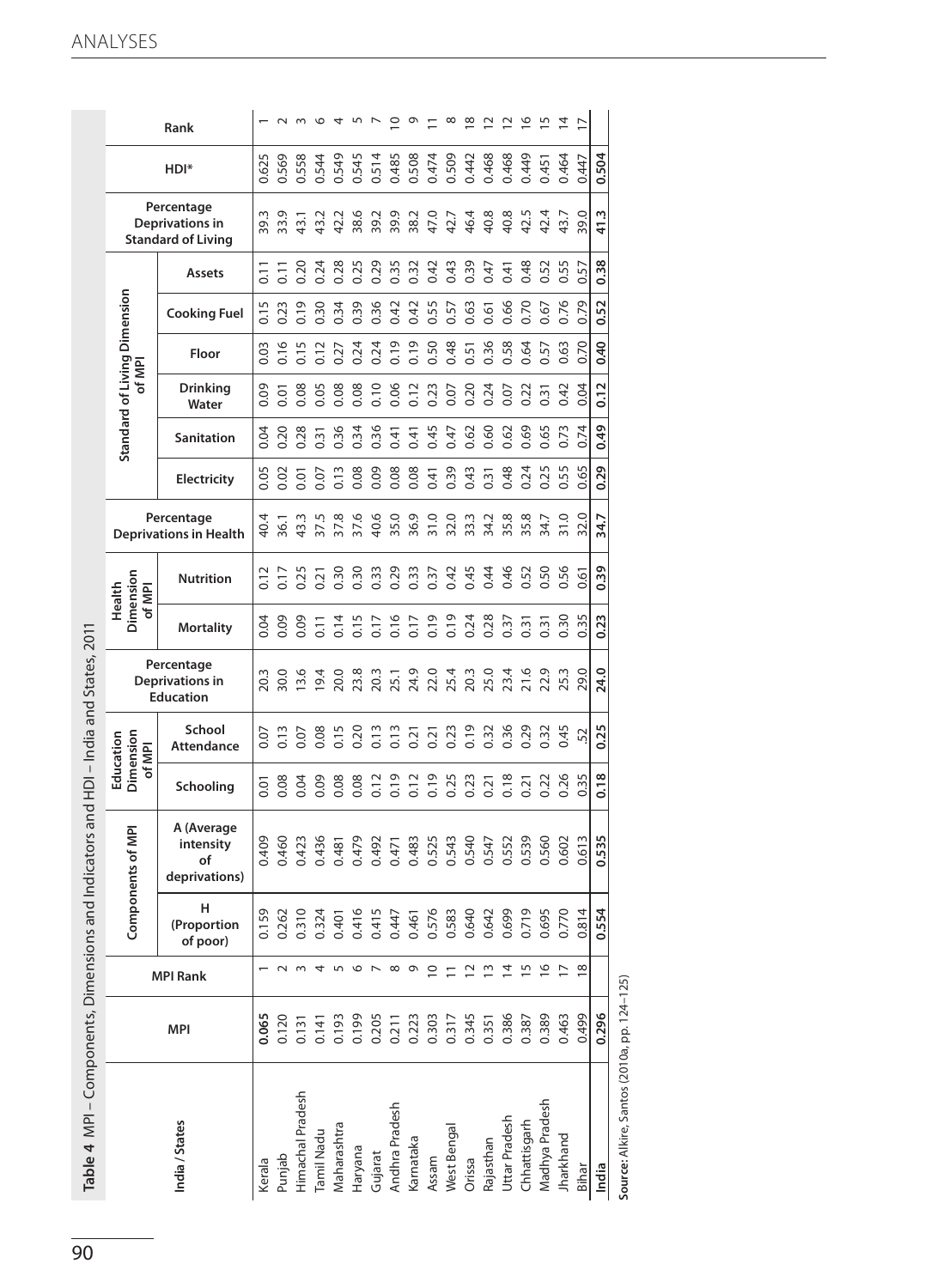**Table 4** MPI – Components, Dimensions and Indicators and HDI – India and States, 2011

| India / States | MPI | MPI Rank | Components of MPI | | Education Dimension of MPI | | Percentage Deprivations in Education | Health Dimension of MPI | | Percentage Deprivations in Health | Standard of Living Dimension of MPI | | | | | | Percentage Deprivations in Standard of Living | HDI* | Rank |
|---|---|---|---|---|---|---|---|---|---|---|---|---|---|---|---|---|---|---|---|
| | | | H (Proportion of poor) | A (Average intensity of deprivations) | Schooling | School Attendance | | Mortality | Nutrition | | Electricity | Sanitation | Drinking Water | Floor | Cooking Fuel | Assets | | | |
| Kerala | **0.065** | 1 | 0.159 | 0.409 | 0.01 | 0.07 | 20.3 | 0.04 | 0.12 | 40.4 | 0.05 | 0.04 | 0.09 | 0.03 | 0.15 | 0.11 | 39.3 | 0.625 | 1 |
| Punjab | 0.120 | 2 | 0.262 | 0.460 | 0.08 | 0.13 | 30.0 | 0.09 | 0.17 | 36.1 | 0.02 | 0.20 | 0.01 | 0.16 | 0.23 | 0.11 | 33.9 | 0.569 | 2 |
| Himachal Pradesh | 0.131 | 3 | 0.310 | 0.423 | 0.04 | 0.07 | 13.6 | 0.09 | 0.25 | 43.3 | 0.01 | 0.28 | 0.08 | 0.15 | 0.19 | 0.20 | 43.1 | 0.558 | 3 |
| Tamil Nadu | 0.141 | 4 | 0.324 | 0.436 | 0.09 | 0.08 | 19.4 | 0.11 | 0.21 | 37.5 | 0.07 | 0.31 | 0.05 | 0.12 | 0.30 | 0.24 | 43.2 | 0.544 | 6 |
| Maharashtra | 0.193 | 5 | 0.401 | 0.481 | 0.08 | 0.15 | 20.0 | 0.14 | 0.30 | 37.8 | 0.13 | 0.36 | 0.08 | 0.27 | 0.34 | 0.28 | 42.2 | 0.549 | 4 |
| Haryana | 0.199 | 6 | 0.416 | 0.479 | 0.08 | 0.20 | 23.8 | 0.15 | 0.30 | 37.6 | 0.08 | 0.34 | 0.08 | 0.24 | 0.39 | 0.25 | 38.6 | 0.545 | 5 |
| Gujarat | 0.205 | 7 | 0.415 | 0.492 | 0.12 | 0.13 | 20.3 | 0.17 | 0.33 | 40.6 | 0.09 | 0.36 | 0.10 | 0.24 | 0.36 | 0.29 | 39.2 | 0.514 | 7 |
| Andhra Pradesh | 0.211 | 8 | 0.447 | 0.471 | 0.19 | 0.13 | 25.1 | 0.16 | 0.29 | 35.0 | 0.08 | 0.41 | 0.06 | 0.19 | 0.42 | 0.35 | 39.9 | 0.485 | 10 |
| Karnataka | 0.223 | 9 | 0.461 | 0.483 | 0.12 | 0.21 | 24.9 | 0.17 | 0.33 | 36.9 | 0.08 | 0.41 | 0.12 | 0.19 | 0.42 | 0.32 | 38.2 | 0.508 | 9 |
| Assam | 0.303 | 10 | 0.576 | 0.525 | 0.19 | 0.21 | 22.0 | 0.19 | 0.37 | 31.0 | 0.41 | 0.45 | 0.23 | 0.50 | 0.55 | 0.42 | 47.0 | 0.474 | 11 |
| West Bengal | 0.317 | 11 | 0.583 | 0.543 | 0.25 | 0.23 | 25.4 | 0.19 | 0.42 | 32.0 | 0.39 | 0.47 | 0.07 | 0.48 | 0.57 | 0.43 | 42.7 | 0.509 | 8 |
| Orissa | 0.345 | 12 | 0.640 | 0.540 | 0.23 | 0.19 | 20.3 | 0.24 | 0.45 | 33.3 | 0.43 | 0.62 | 0.20 | 0.51 | 0.63 | 0.39 | 46.4 | 0.442 | 18 |
| Rajasthan | 0.351 | 13 | 0.642 | 0.547 | 0.21 | 0.32 | 25.0 | 0.28 | 0.44 | 34.2 | 0.31 | 0.60 | 0.24 | 0.36 | 0.61 | 0.47 | 40.8 | 0.468 | 12 |
| Uttar Pradesh | 0.386 | 14 | 0.699 | 0.552 | 0.18 | 0.36 | 23.4 | 0.37 | 0.46 | 35.8 | 0.48 | 0.62 | 0.07 | 0.58 | 0.66 | 0.41 | 40.8 | 0.468 | 12 |
| Chhattisgarh | 0.387 | 15 | 0.719 | 0.539 | 0.21 | 0.29 | 21.6 | 0.31 | 0.52 | 35.8 | 0.24 | 0.69 | 0.22 | 0.64 | 0.70 | 0.48 | 42.5 | 0.449 | 16 |
| Madhya Pradesh | 0.389 | 16 | 0.695 | 0.560 | 0.22 | 0.32 | 22.9 | 0.31 | 0.50 | 34.7 | 0.25 | 0.65 | 0.31 | 0.57 | 0.67 | 0.52 | 42.4 | 0.451 | 15 |
| Jharkhand | 0.463 | 17 | 0.770 | 0.602 | 0.26 | 0.45 | 25.3 | 0.30 | 0.56 | 31.0 | 0.55 | 0.73 | 0.42 | 0.63 | 0.76 | 0.55 | 43.7 | 0.464 | 14 |
| Bihar | 0.499 | 18 | 0.814 | 0.613 | 0.35 | .52 | 29.0 | 0.35 | 0.61 | 32.0 | 0.65 | 0.74 | 0.04 | 0.70 | 0.79 | 0.57 | 39.0 | 0.447 | 17 |
| **India** | **0.296** | | **0.554** | **0.535** | **0.18** | **0.25** | **24.0** | **0.23** | **0.39** | **34.7** | **0.29** | **0.49** | **0.12** | **0.40** | **0.52** | **0.38** | **41.3** | **0.504** | |

**Source:** Alkire, Santos (2010a, pp. 124–125)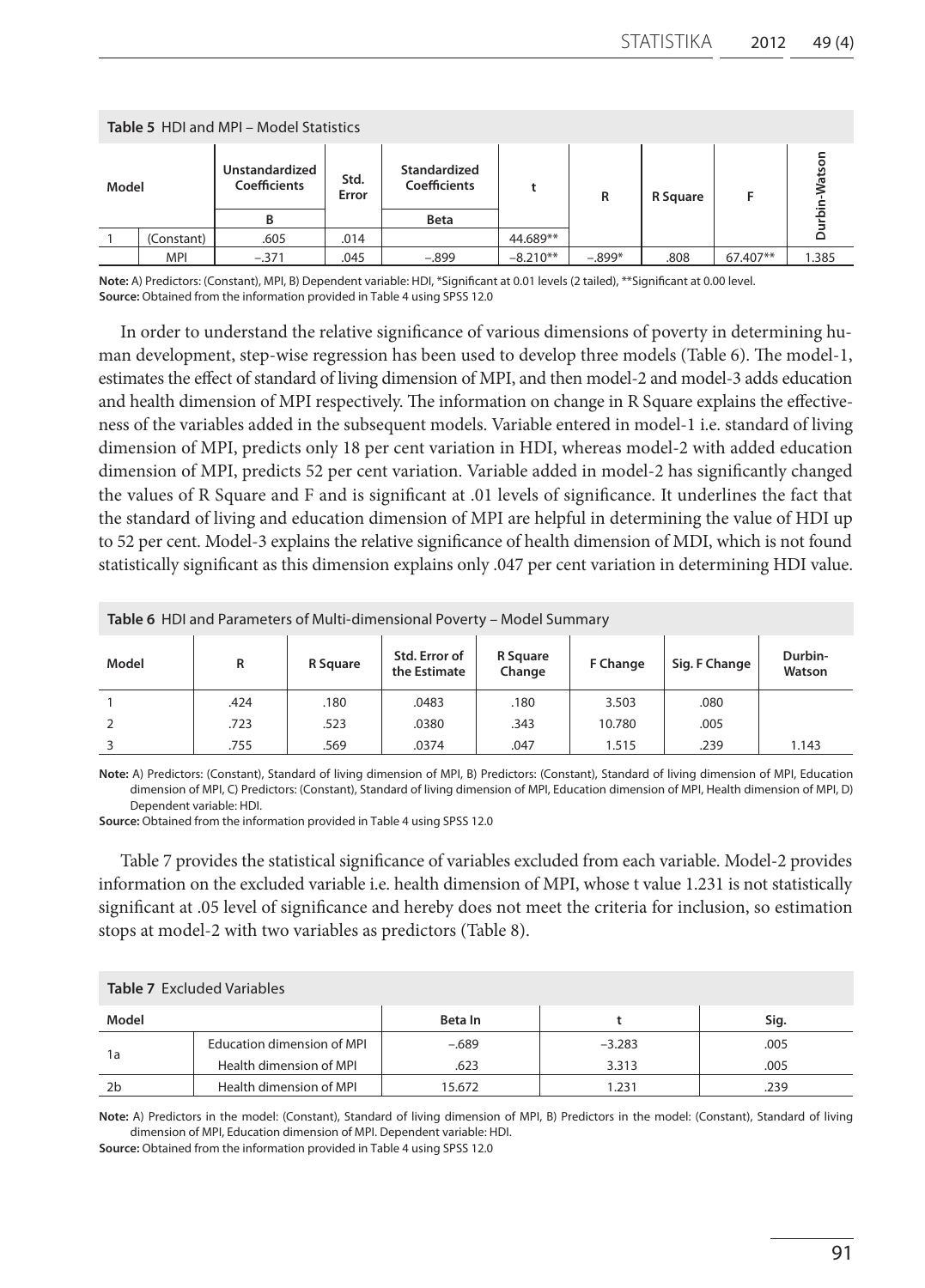**Table 5** HDI and MPI – Model Statistics

| Model | | Unstandardized Coefficients | Std. Error | Standardized Coefficients | t | R | R Square | F | Durbin-Watson |
|---|---|---|---|---|---|---|---|---|---|
| | | B | | Beta | | | | | |
| 1 | (Constant) | .605 | .014 | | 44.689** | | | | |
| | MPI | –.371 | .045 | –.899 | –8.210** | –.899* | .808 | 67.407** | 1.385 |

**Note:** A) Predictors: (Constant), MPI, B) Dependent variable: HDI, *Significant at 0.01 levels (2 tailed), **Significant at 0.00 level.
**Source:** Obtained from the information provided in Table 4 using SPSS 12.0

In order to understand the relative significance of various dimensions of poverty in determining human development, step-wise regression has been used to develop three models (Table 6). The model-1, estimates the effect of standard of living dimension of MPI, and then model-2 and model-3 adds education and health dimension of MPI respectively. The information on change in R Square explains the effectiveness of the variables added in the subsequent models. Variable entered in model-1 i.e. standard of living dimension of MPI, predicts only 18 per cent variation in HDI, whereas model-2 with added education dimension of MPI, predicts 52 per cent variation. Variable added in model-2 has significantly changed the values of R Square and F and is significant at .01 levels of significance. It underlines the fact that the standard of living and education dimension of MPI are helpful in determining the value of HDI up to 52 per cent. Model-3 explains the relative significance of health dimension of MDI, which is not found statistically significant as this dimension explains only .047 per cent variation in determining HDI value.

**Table 6** HDI and Parameters of Multi-dimensional Poverty – Model Summary

| Model | R | R Square | Std. Error of the Estimate | R Square Change | F Change | Sig. F Change | Durbin-Watson |
|---|---|---|---|---|---|---|---|
| 1 | .424 | .180 | .0483 | .180 | 3.503 | .080 | |
| 2 | .723 | .523 | .0380 | .343 | 10.780 | .005 | |
| 3 | .755 | .569 | .0374 | .047 | 1.515 | .239 | 1.143 |

**Note:** A) Predictors: (Constant), Standard of living dimension of MPI, B) Predictors: (Constant), Standard of living dimension of MPI, Education dimension of MPI, C) Predictors: (Constant), Standard of living dimension of MPI, Education dimension of MPI, Health dimension of MPI, D) Dependent variable: HDI.
**Source:** Obtained from the information provided in Table 4 using SPSS 12.0

Table 7 provides the statistical significance of variables excluded from each variable. Model-2 provides information on the excluded variable i.e. health dimension of MPI, whose t value 1.231 is not statistically significant at .05 level of significance and hereby does not meet the criteria for inclusion, so estimation stops at model-2 with two variables as predictors (Table 8).

**Table 7** Excluded Variables

| Model | | Beta In | t | Sig. |
|---|---|---|---|---|
| 1a | Education dimension of MPI | –.689 | –3.283 | .005 |
| | Health dimension of MPI | .623 | 3.313 | .005 |
| 2b | Health dimension of MPI | 15.672 | 1.231 | .239 |

**Note:** A) Predictors in the model: (Constant), Standard of living dimension of MPI, B) Predictors in the model: (Constant), Standard of living dimension of MPI, Education dimension of MPI. Dependent variable: HDI.
**Source:** Obtained from the information provided in Table 4 using SPSS 12.0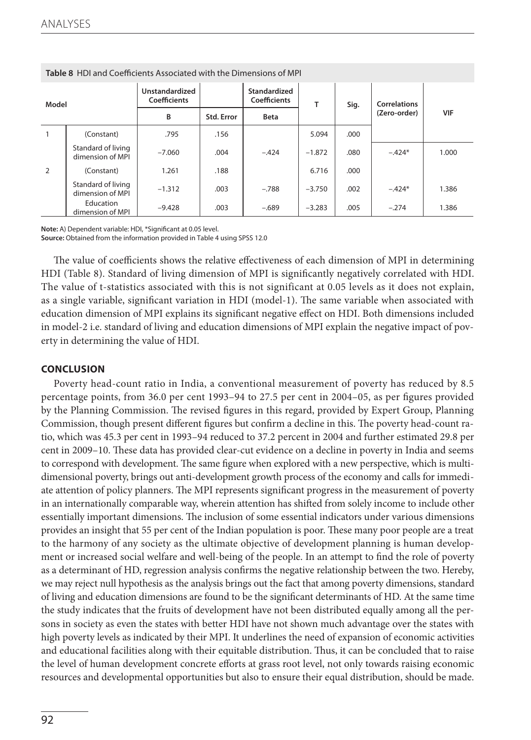**Table 8** HDI and Coefficients Associated with the Dimensions of MPI

| Model | | Unstandardized Coefficients | | Standardized Coefficients | T | Sig. | Correlations (Zero-order) | VIF |
|---|---|---|---|---|---|---|---|---|
| | | B | Std. Error | Beta | | | | |
| 1 | (Constant) | .795 | .156 | | 5.094 | .000 | | |
| | Standard of living dimension of MPI | −7.060 | .004 | −.424 | −1.872 | .080 | −.424* | 1.000 |
| 2 | (Constant) | 1.261 | .188 | | 6.716 | .000 | | |
| | Standard of living dimension of MPI | −1.312 | .003 | −.788 | −3.750 | .002 | −.424* | 1.386 |
| | Education dimension of MPI | −9.428 | .003 | −.689 | −3.283 | .005 | −.274 | 1.386 |

**Note:** A) Dependent variable: HDI, *Significant at 0.05 level.
**Source:** Obtained from the information provided in Table 4 using SPSS 12.0

The value of coefficients shows the relative effectiveness of each dimension of MPI in determining HDI (Table 8). Standard of living dimension of MPI is significantly negatively correlated with HDI. The value of t-statistics associated with this is not significant at 0.05 levels as it does not explain, as a single variable, significant variation in HDI (model-1). The same variable when associated with education dimension of MPI explains its significant negative effect on HDI. Both dimensions included in model-2 i.e. standard of living and education dimensions of MPI explain the negative impact of poverty in determining the value of HDI.

## CONCLUSION

Poverty head-count ratio in India, a conventional measurement of poverty has reduced by 8.5 percentage points, from 36.0 per cent 1993–94 to 27.5 per cent in 2004–05, as per figures provided by the Planning Commission. The revised figures in this regard, provided by Expert Group, Planning Commission, though present different figures but confirm a decline in this. The poverty head-count ratio, which was 45.3 per cent in 1993–94 reduced to 37.2 percent in 2004 and further estimated 29.8 per cent in 2009–10. These data has provided clear-cut evidence on a decline in poverty in India and seems to correspond with development. The same figure when explored with a new perspective, which is multidimensional poverty, brings out anti-development growth process of the economy and calls for immediate attention of policy planners. The MPI represents significant progress in the measurement of poverty in an internationally comparable way, wherein attention has shifted from solely income to include other essentially important dimensions. The inclusion of some essential indicators under various dimensions provides an insight that 55 per cent of the Indian population is poor. These many poor people are a treat to the harmony of any society as the ultimate objective of development planning is human development or increased social welfare and well-being of the people. In an attempt to find the role of poverty as a determinant of HD, regression analysis confirms the negative relationship between the two. Hereby, we may reject null hypothesis as the analysis brings out the fact that among poverty dimensions, standard of living and education dimensions are found to be the significant determinants of HD. At the same time the study indicates that the fruits of development have not been distributed equally among all the persons in society as even the states with better HDI have not shown much advantage over the states with high poverty levels as indicated by their MPI. It underlines the need of expansion of economic activities and educational facilities along with their equitable distribution. Thus, it can be concluded that to raise the level of human development concrete efforts at grass root level, not only towards raising economic resources and developmental opportunities but also to ensure their equal distribution, should be made.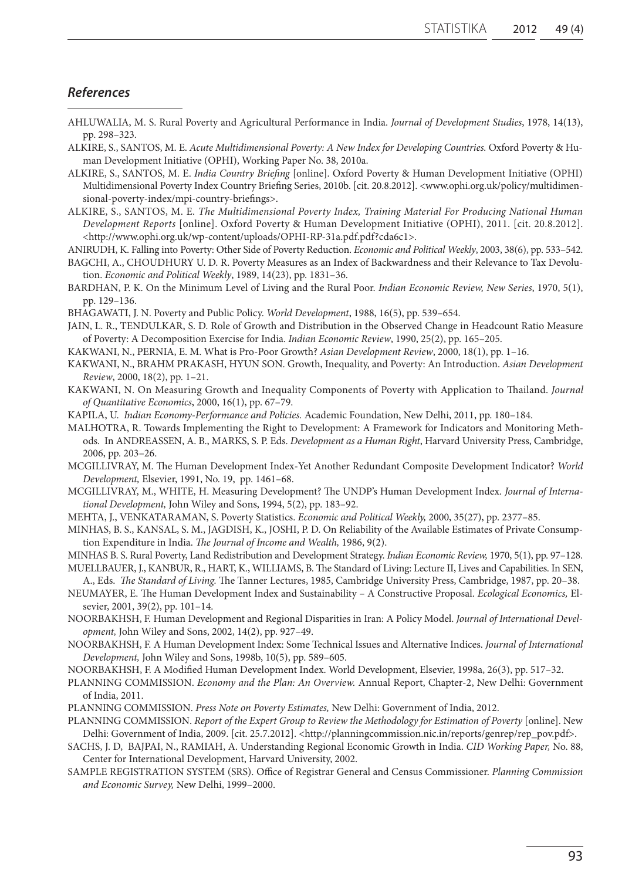## References

AHLUWALIA, M. S. Rural Poverty and Agricultural Performance in India. *Journal of Development Studies*, 1978, 14(13), pp. 298–323.

ALKIRE, S., SANTOS, M. E. *Acute Multidimensional Poverty: A New Index for Developing Countries.* Oxford Poverty & Human Development Initiative (OPHI), Working Paper No. 38, 2010a.

ALKIRE, S., SANTOS, M. E. *India Country Briefing* [online]. Oxford Poverty & Human Development Initiative (OPHI) Multidimensional Poverty Index Country Briefing Series, 2010b. [cit. 20.8.2012]. <www.ophi.org.uk/policy/multidimensional-poverty-index/mpi-country-briefings>.

ALKIRE, S., SANTOS, M. E. *The Multidimensional Poverty Index, Training Material For Producing National Human Development Reports* [online]. Oxford Poverty & Human Development Initiative (OPHI), 2011. [cit. 20.8.2012]. <http://www.ophi.org.uk/wp-content/uploads/OPHI-RP-31a.pdf.pdf?cda6c1>.

ANIRUDH, K. Falling into Poverty: Other Side of Poverty Reduction. *Economic and Political Weekly*, 2003, 38(6), pp. 533–542.

BAGCHI, A., CHOUDHURY U. D. R. Poverty Measures as an Index of Backwardness and their Relevance to Tax Devolution. *Economic and Political Weekly*, 1989, 14(23), pp. 1831–36.

BARDHAN, P. K. On the Minimum Level of Living and the Rural Poor. *Indian Economic Review, New Series*, 1970, 5(1), pp. 129–136.

BHAGAWATI, J. N. Poverty and Public Policy. *World Development*, 1988, 16(5), pp. 539–654.

JAIN, L. R., TENDULKAR, S. D. Role of Growth and Distribution in the Observed Change in Headcount Ratio Measure of Poverty: A Decomposition Exercise for India. *Indian Economic Review*, 1990, 25(2), pp. 165–205.

KAKWANI, N., PERNIA, E. M. What is Pro-Poor Growth? *Asian Development Review*, 2000, 18(1), pp. 1–16.

KAKWANI, N., BRAHM PRAKASH, HYUN SON. Growth, Inequality, and Poverty: An Introduction. *Asian Development Review*, 2000, 18(2), pp. 1–21.

KAKWANI, N. On Measuring Growth and Inequality Components of Poverty with Application to Thailand. *Journal of Quantitative Economics*, 2000, 16(1), pp. 67–79.

KAPILA, U. *Indian Economy-Performance and Policies.* Academic Foundation, New Delhi, 2011, pp. 180–184.

MALHOTRA, R. Towards Implementing the Right to Development: A Framework for Indicators and Monitoring Methods. In ANDREASSEN, A. B., MARKS, S. P. Eds. *Development as a Human Right*, Harvard University Press, Cambridge, 2006, pp. 203–26.

MCGILLIVRAY, M. The Human Development Index-Yet Another Redundant Composite Development Indicator? *World Development,* Elsevier, 1991, No. 19, pp. 1461–68.

MCGILLIVRAY, M., WHITE, H. Measuring Development? The UNDP's Human Development Index. *Journal of International Development,* John Wiley and Sons, 1994, 5(2), pp. 183–92.

MEHTA, J., VENKATARAMAN, S. Poverty Statistics. *Economic and Political Weekly,* 2000, 35(27), pp. 2377–85.

MINHAS, B. S., KANSAL, S. M., JAGDISH, K., JOSHI, P. D. On Reliability of the Available Estimates of Private Consumption Expenditure in India. *The Journal of Income and Wealth,* 1986, 9(2).

MINHAS B. S. Rural Poverty, Land Redistribution and Development Strategy. *Indian Economic Review,* 1970, 5(1), pp. 97–128.

MUELLBAUER, J., KANBUR, R., HART, K., WILLIAMS, B. The Standard of Living: Lecture II, Lives and Capabilities. In SEN, A., Eds. *The Standard of Living.* The Tanner Lectures, 1985, Cambridge University Press, Cambridge, 1987, pp. 20–38.

NEUMAYER, E. The Human Development Index and Sustainability – A Constructive Proposal. *Ecological Economics*, Elsevier, 2001, 39(2), pp. 101–14.

NOORBAKHSH, F. Human Development and Regional Disparities in Iran: A Policy Model. *Journal of International Development,* John Wiley and Sons, 2002, 14(2), pp. 927–49.

NOORBAKHSH, F. A Human Development Index: Some Technical Issues and Alternative Indices. *Journal of International Development,* John Wiley and Sons, 1998b, 10(5), pp. 589–605.

NOORBAKHSH, F. A Modified Human Development Index. World Development, Elsevier, 1998a, 26(3), pp. 517–32.

PLANNING COMMISSION. *Economy and the Plan: An Overview.* Annual Report, Chapter-2, New Delhi: Government of India, 2011.

PLANNING COMMISSION. *Press Note on Poverty Estimates,* New Delhi: Government of India, 2012.

PLANNING COMMISSION. *Report of the Expert Group to Review the Methodology for Estimation of Poverty* [online]. New Delhi: Government of India, 2009. [cit. 25.7.2012]. <http://planningcommission.nic.in/reports/genrep/rep_pov.pdf>.

SACHS, J. D, BAJPAI, N., RAMIAH, A. Understanding Regional Economic Growth in India. *CID Working Paper,* No. 88, Center for International Development, Harvard University, 2002.

SAMPLE REGISTRATION SYSTEM (SRS). Office of Registrar General and Census Commissioner. *Planning Commission and Economic Survey,* New Delhi, 1999–2000.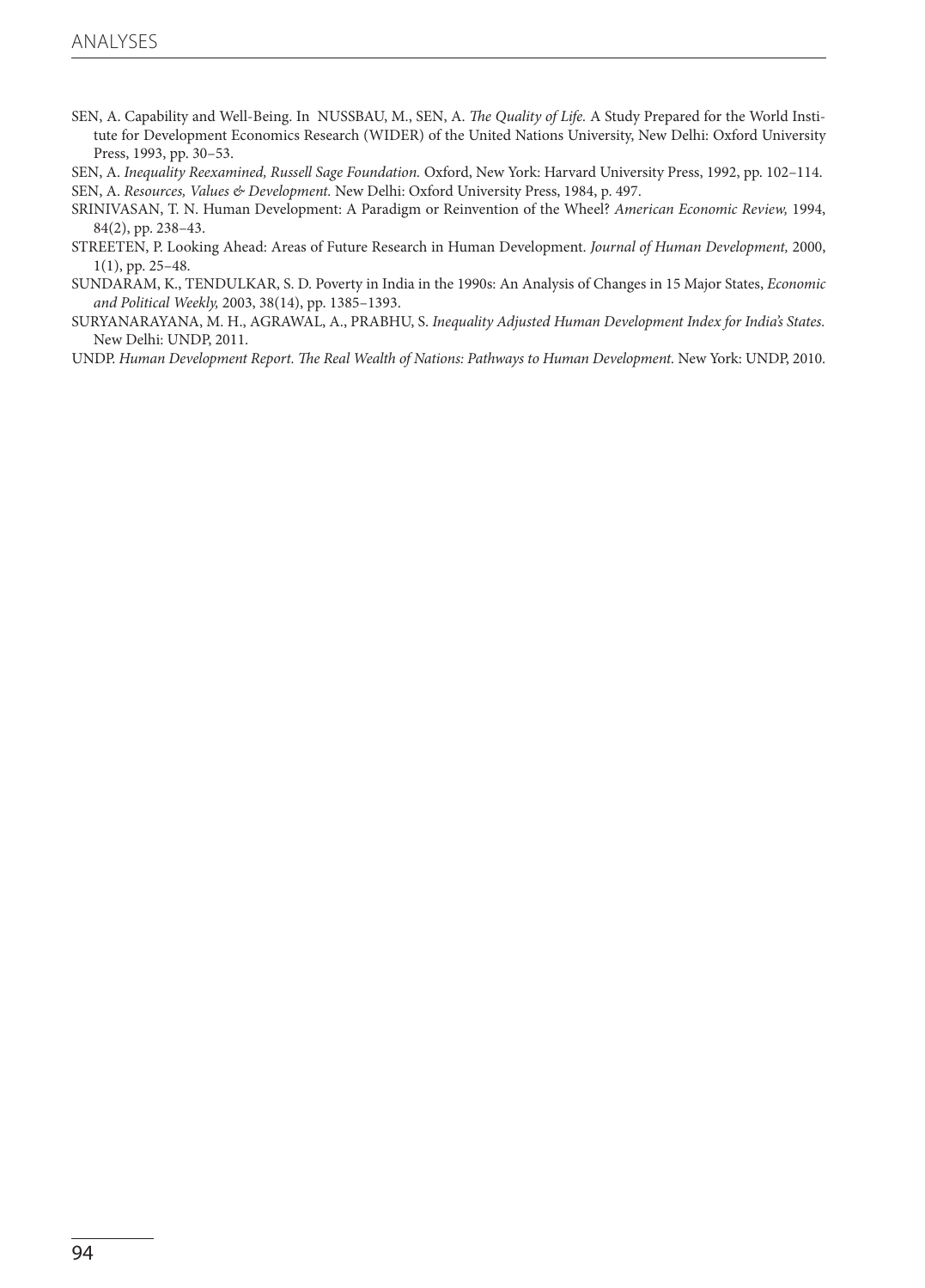SEN, A. Capability and Well-Being. In NUSSBAU, M., SEN, A. *The Quality of Life.* A Study Prepared for the World Institute for Development Economics Research (WIDER) of the United Nations University, New Delhi: Oxford University Press, 1993, pp. 30–53.

SEN, A. *Inequality Reexamined, Russell Sage Foundation.* Oxford, New York: Harvard University Press, 1992, pp. 102–114.

SEN, A. *Resources, Values & Development.* New Delhi: Oxford University Press, 1984, p. 497.

SRINIVASAN, T. N. Human Development: A Paradigm or Reinvention of the Wheel? *American Economic Review,* 1994, 84(2), pp. 238–43.

STREETEN, P. Looking Ahead: Areas of Future Research in Human Development. *Journal of Human Development,* 2000, 1(1), pp. 25–48.

SUNDARAM, K., TENDULKAR, S. D. Poverty in India in the 1990s: An Analysis of Changes in 15 Major States, *Economic and Political Weekly,* 2003, 38(14), pp. 1385–1393.

SURYANARAYANA, M. H., AGRAWAL, A., PRABHU, S. *Inequality Adjusted Human Development Index for India's States.* New Delhi: UNDP, 2011.

UNDP. *Human Development Report. The Real Wealth of Nations: Pathways to Human Development.* New York: UNDP, 2010.